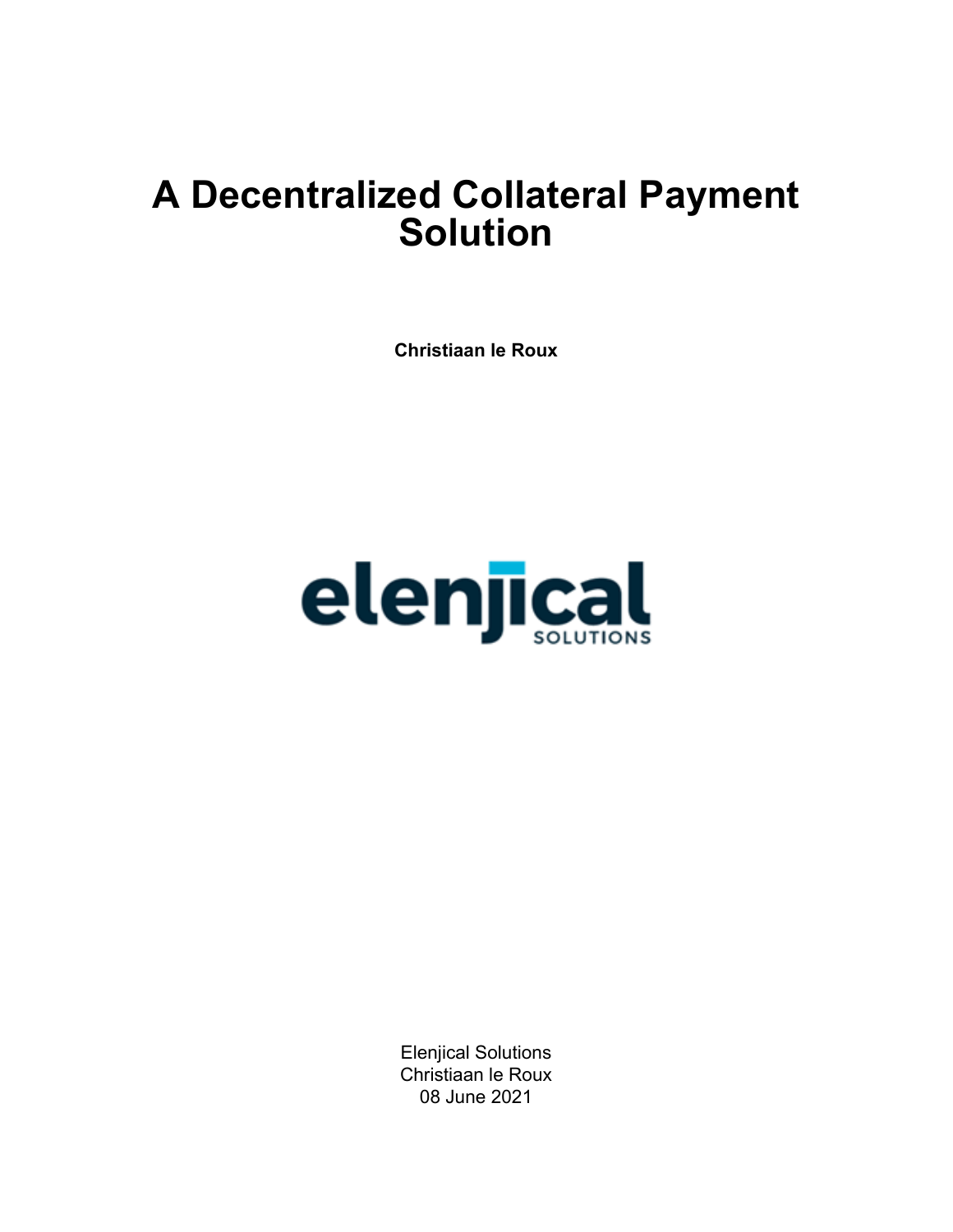# A Decentralized Collateral Payment Solution

**Christiaan le Roux**

elenjical SOLUTIONS

Elenjical Solutions
Christiaan le Roux
08 June 2021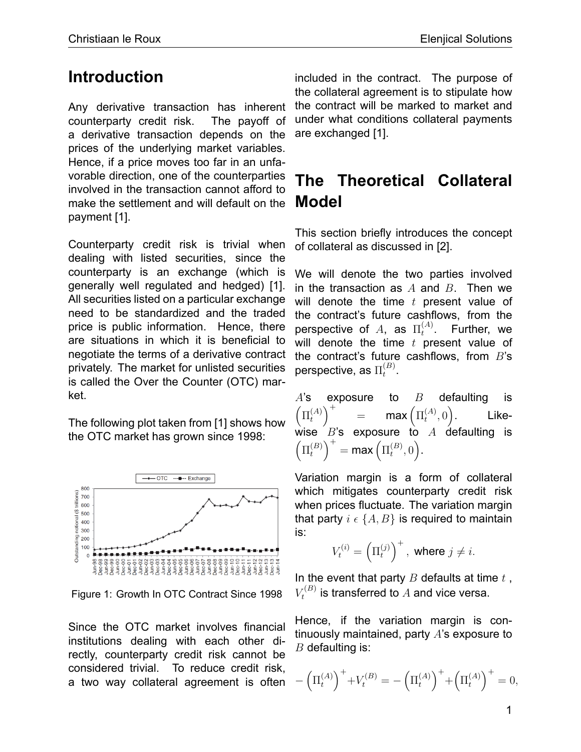## Introduction

Any derivative transaction has inherent counterparty credit risk. The payoff of a derivative transaction depends on the prices of the underlying market variables. Hence, if a price moves too far in an unfavorable direction, one of the counterparties involved in the transaction cannot afford to make the settlement and will default on the payment [1].

Counterparty credit risk is trivial when dealing with listed securities, since the counterparty is an exchange (which is generally well regulated and hedged) [1]. All securities listed on a particular exchange need to be standardized and the traded price is public information. Hence, there are situations in which it is beneficial to negotiate the terms of a derivative contract privately. The market for unlisted securities is called the Over the Counter (OTC) market.

The following plot taken from [1] shows how the OTC market has grown since 1998:

Figure 1: Growth In OTC Contract Since 1998

Since the OTC market involves financial institutions dealing with each other directly, counterparty credit risk cannot be considered trivial. To reduce credit risk, a two way collateral agreement is often included in the contract. The purpose of the collateral agreement is to stipulate how the contract will be marked to market and under what conditions collateral payments are exchanged [1].

## The Theoretical Collateral Model

This section briefly introduces the concept of collateral as discussed in [2].

We will denote the two parties involved in the transaction as $A$ and $B$. Then we will denote the time $t$ present value of the contract's future cashflows, from the perspective of $A$, as $\Pi_t^{(A)}$. Further, we will denote the time $t$ present value of the contract's future cashflows, from $B$'s perspective, as $\Pi_t^{(B)}$.

$A$'s exposure to $B$ defaulting is $\left(\Pi_t^{(A)}\right)^+ = \max\left(\Pi_t^{(A)}, 0\right)$. Likewise $B$'s exposure to $A$ defaulting is $\left(\Pi_t^{(B)}\right)^+ = \max\left(\Pi_t^{(B)}, 0\right)$.

Variation margin is a form of collateral which mitigates counterparty credit risk when prices fluctuate. The variation margin that party $i \in \{A, B\}$ is required to maintain is:

$$V_t^{(i)} = \left(\Pi_t^{(j)}\right)^+, \text{ where } j \neq i.$$

In the event that party $B$ defaults at time $t$, $V_t^{(B)}$ is transferred to $A$ and vice versa.

Hence, if the variation margin is continuously maintained, party $A$'s exposure to $B$ defaulting is:

$$-\left(\Pi_t^{(A)}\right)^+ + V_t^{(B)} = -\left(\Pi_t^{(A)}\right)^+ + \left(\Pi_t^{(A)}\right)^+ = 0,$$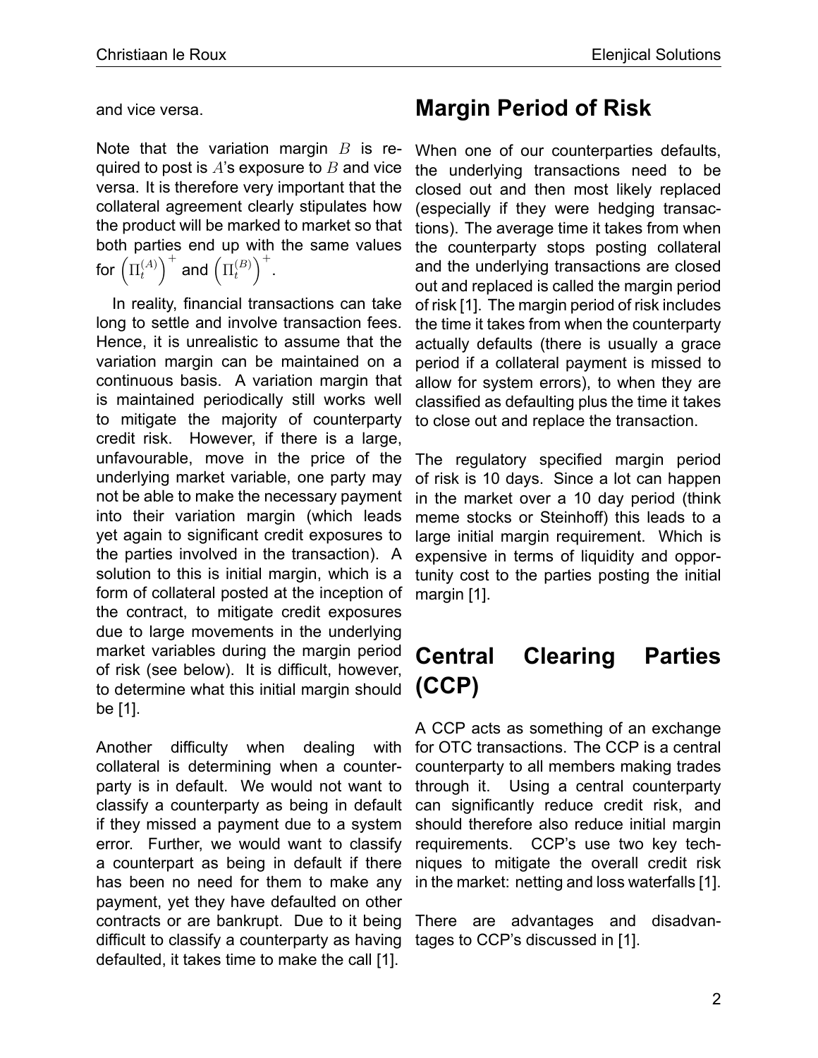and vice versa.

Note that the variation margin $B$ is required to post is $A$'s exposure to $B$ and vice versa. It is therefore very important that the collateral agreement clearly stipulates how the product will be marked to market so that both parties end up with the same values for $\left(\Pi_t^{(A)}\right)^+$ and $\left(\Pi_t^{(B)}\right)^+$.

In reality, financial transactions can take long to settle and involve transaction fees. Hence, it is unrealistic to assume that the variation margin can be maintained on a continuous basis. A variation margin that is maintained periodically still works well to mitigate the majority of counterparty credit risk. However, if there is a large, unfavourable, move in the price of the underlying market variable, one party may not be able to make the necessary payment into their variation margin (which leads yet again to significant credit exposures to the parties involved in the transaction). A solution to this is initial margin, which is a form of collateral posted at the inception of the contract, to mitigate credit exposures due to large movements in the underlying market variables during the margin period of risk (see below). It is difficult, however, to determine what this initial margin should be [1].

Another difficulty when dealing with collateral is determining when a counterparty is in default. We would not want to classify a counterparty as being in default if they missed a payment due to a system error. Further, we would want to classify a counterpart as being in default if there has been no need for them to make any payment, yet they have defaulted on other contracts or are bankrupt. Due to it being difficult to classify a counterparty as having defaulted, it takes time to make the call [1].

# Margin Period of Risk

When one of our counterparties defaults, the underlying transactions need to be closed out and then most likely replaced (especially if they were hedging transactions). The average time it takes from when the counterparty stops posting collateral and the underlying transactions are closed out and replaced is called the margin period of risk [1]. The margin period of risk includes the time it takes from when the counterparty actually defaults (there is usually a grace period if a collateral payment is missed to allow for system errors), to when they are classified as defaulting plus the time it takes to close out and replace the transaction.

The regulatory specified margin period of risk is 10 days. Since a lot can happen in the market over a 10 day period (think meme stocks or Steinhoff) this leads to a large initial margin requirement. Which is expensive in terms of liquidity and opportunity cost to the parties posting the initial margin [1].

# Central Clearing Parties (CCP)

A CCP acts as something of an exchange for OTC transactions. The CCP is a central counterparty to all members making trades through it. Using a central counterparty can significantly reduce credit risk, and should therefore also reduce initial margin requirements. CCP's use two key techniques to mitigate the overall credit risk in the market: netting and loss waterfalls [1].

There are advantages and disadvantages to CCP's discussed in [1].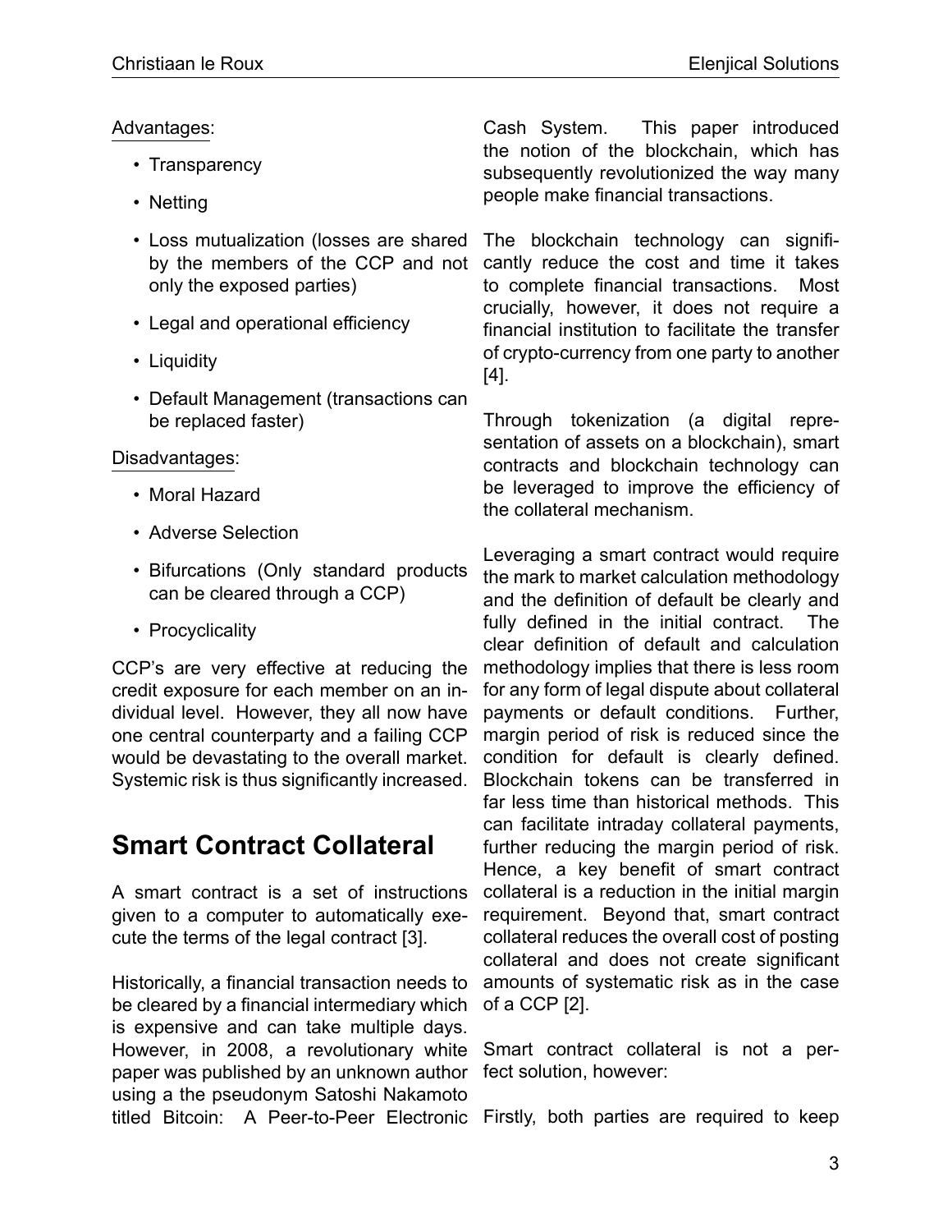Advantages:

- Transparency
- Netting
- Loss mutualization (losses are shared by the members of the CCP and not only the exposed parties)
- Legal and operational efficiency
- Liquidity
- Default Management (transactions can be replaced faster)

Disadvantages:

- Moral Hazard
- Adverse Selection
- Bifurcations (Only standard products can be cleared through a CCP)
- Procyclicality

CCP's are very effective at reducing the credit exposure for each member on an individual level. However, they all now have one central counterparty and a failing CCP would be devastating to the overall market. Systemic risk is thus significantly increased.

## Smart Contract Collateral

A smart contract is a set of instructions given to a computer to automatically execute the terms of the legal contract [3].

Historically, a financial transaction needs to be cleared by a financial intermediary which is expensive and can take multiple days. However, in 2008, a revolutionary white paper was published by an unknown author using a the pseudonym Satoshi Nakamoto titled Bitcoin: A Peer-to-Peer Electronic Cash System. This paper introduced the notion of the blockchain, which has subsequently revolutionized the way many people make financial transactions.

The blockchain technology can significantly reduce the cost and time it takes to complete financial transactions. Most crucially, however, it does not require a financial institution to facilitate the transfer of crypto-currency from one party to another [4].

Through tokenization (a digital representation of assets on a blockchain), smart contracts and blockchain technology can be leveraged to improve the efficiency of the collateral mechanism.

Leveraging a smart contract would require the mark to market calculation methodology and the definition of default be clearly and fully defined in the initial contract. The clear definition of default and calculation methodology implies that there is less room for any form of legal dispute about collateral payments or default conditions. Further, margin period of risk is reduced since the condition for default is clearly defined. Blockchain tokens can be transferred in far less time than historical methods. This can facilitate intraday collateral payments, further reducing the margin period of risk. Hence, a key benefit of smart contract collateral is a reduction in the initial margin requirement. Beyond that, smart contract collateral reduces the overall cost of posting collateral and does not create significant amounts of systematic risk as in the case of a CCP [2].

Smart contract collateral is not a perfect solution, however:

Firstly, both parties are required to keep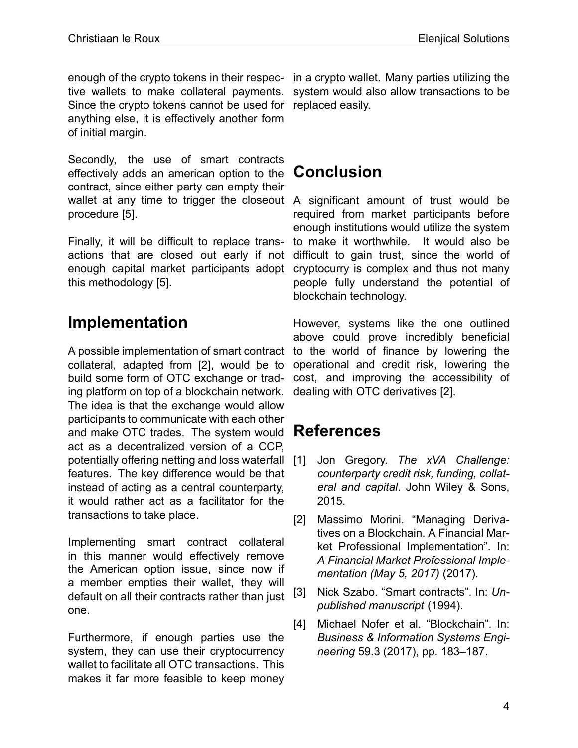enough of the crypto tokens in their respective wallets to make collateral payments. Since the crypto tokens cannot be used for anything else, it is effectively another form of initial margin.

Secondly, the use of smart contracts effectively adds an american option to the contract, since either party can empty their wallet at any time to trigger the closeout procedure [5].

Finally, it will be difficult to replace transactions that are closed out early if not enough capital market participants adopt this methodology [5].

## Implementation

A possible implementation of smart contract collateral, adapted from [2], would be to build some form of OTC exchange or trading platform on top of a blockchain network. The idea is that the exchange would allow participants to communicate with each other and make OTC trades. The system would act as a decentralized version of a CCP, potentially offering netting and loss waterfall features. The key difference would be that instead of acting as a central counterparty, it would rather act as a facilitator for the transactions to take place.

Implementing smart contract collateral in this manner would effectively remove the American option issue, since now if a member empties their wallet, they will default on all their contracts rather than just one.

Furthermore, if enough parties use the system, they can use their cryptocurrency wallet to facilitate all OTC transactions. This makes it far more feasible to keep money in a crypto wallet. Many parties utilizing the system would also allow transactions to be replaced easily.

## Conclusion

A significant amount of trust would be required from market participants before enough institutions would utilize the system to make it worthwhile. It would also be difficult to gain trust, since the world of cryptocurry is complex and thus not many people fully understand the potential of blockchain technology.

However, systems like the one outlined above could prove incredibly beneficial to the world of finance by lowering the operational and credit risk, lowering the cost, and improving the accessibility of dealing with OTC derivatives [2].

## References

[1] Jon Gregory. *The xVA Challenge: counterparty credit risk, funding, collateral and capital*. John Wiley & Sons, 2015.

[2] Massimo Morini. "Managing Derivatives on a Blockchain. A Financial Market Professional Implementation". In: *A Financial Market Professional Implementation (May 5, 2017)* (2017).

[3] Nick Szabo. "Smart contracts". In: *Unpublished manuscript* (1994).

[4] Michael Nofer et al. "Blockchain". In: *Business & Information Systems Engineering* 59.3 (2017), pp. 183–187.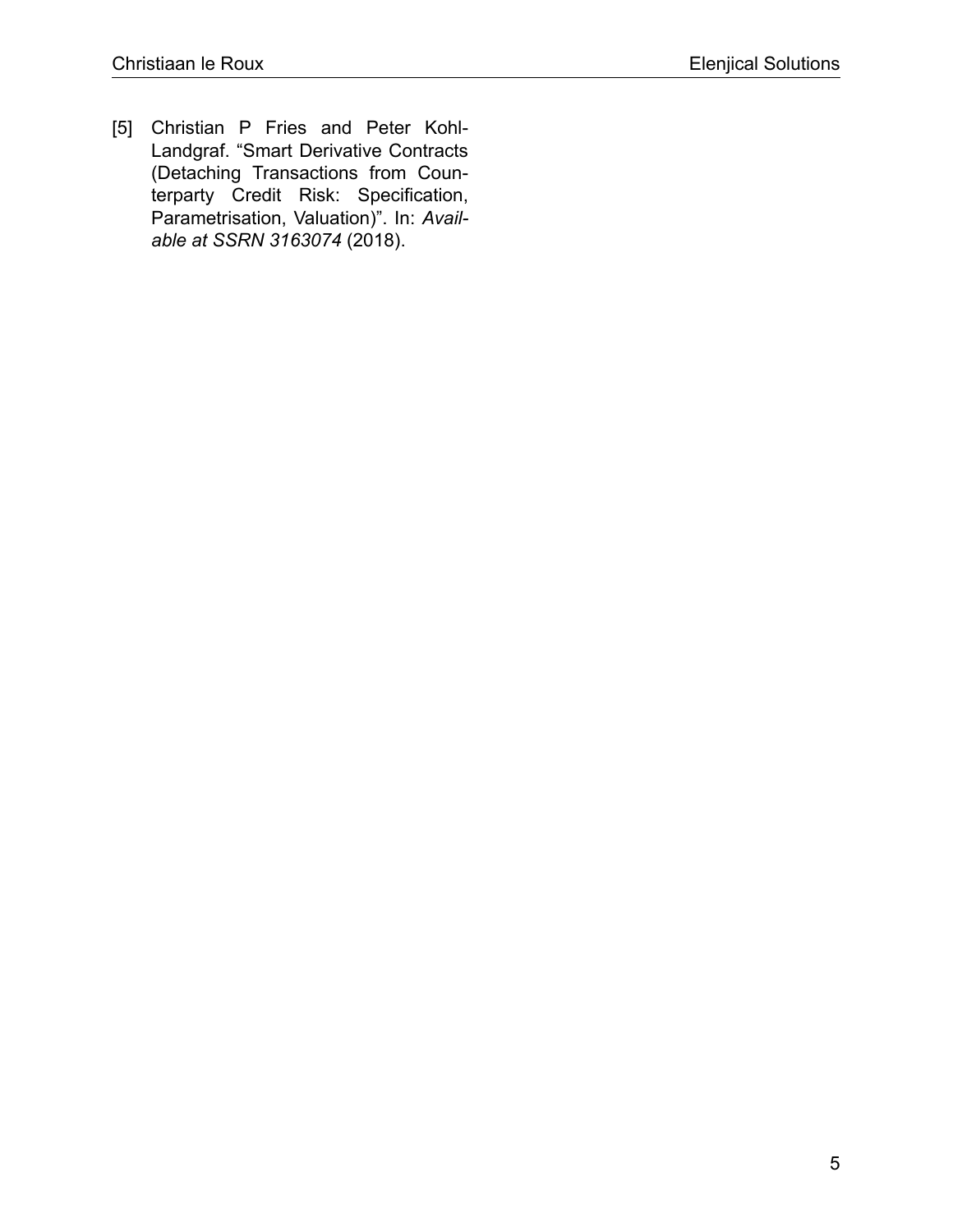[5] Christian P Fries and Peter Kohl-Landgraf. “Smart Derivative Contracts (Detaching Transactions from Counterparty Credit Risk: Specification, Parametrisation, Valuation)”. In: *Available at SSRN 3163074* (2018).